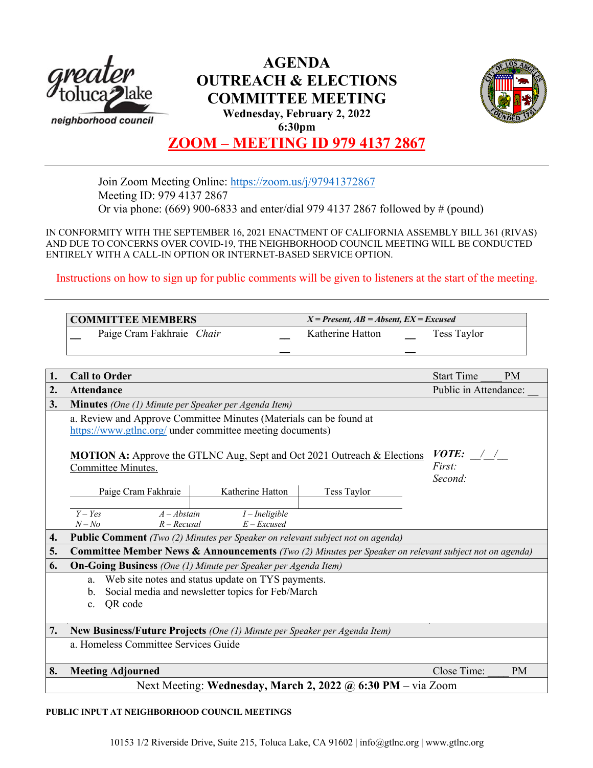# AGENDA
# OUTREACH & ELECTIONS COMMITTEE MEETING

**Wednesday, February 2, 2022**
**6:30pm**

## ZOOM – MEETING ID 979 4137 2867

Join Zoom Meeting Online: https://zoom.us/j/97941372867
Meeting ID: 979 4137 2867
Or via phone: (669) 900-6833 and enter/dial 979 4137 2867 followed by # (pound)

IN CONFORMITY WITH THE SEPTEMBER 16, 2021 ENACTMENT OF CALIFORNIA ASSEMBLY BILL 361 (RIVAS) AND DUE TO CONCERNS OVER COVID-19, THE NEIGHBORHOOD COUNCIL MEETING WILL BE CONDUCTED ENTIRELY WITH A CALL-IN OPTION OR INTERNET-BASED SERVICE OPTION.

Instructions on how to sign up for public comments will be given to listeners at the start of the meeting.

| **COMMITTEE MEMBERS** | | ***X = Present, AB = Absent, EX = Excused*** | | | |
|---|---|---|---|---|---|
| __ | Paige Cram Fakhraie *Chair* | __ | Katherine Hatton | __ | Tess Taylor |
| | | __ | | __ | |

| | | |
|---|---|---|
| **1.** | **Call to Order** | Start Time ____ PM |
| **2.** | **Attendance** | Public in Attendance: __ |
| **3.** | **Minutes** *(One (1) Minute per Speaker per Agenda Item)* | |

a. Review and Approve Committee Minutes (Materials can be found at https://www.gtlnc.org/ under committee meeting documents)

**MOTION A:** Approve the GTLNC Aug, Sept and Oct 2021 Outreach & Elections Committee Minutes.

***VOTE:*** __/__/__
*First:*
*Second:*

| Paige Cram Fakhraie | Katherine Hatton | Tess Taylor |
|---|---|---|
| | | |

*Y – Yes* *A – Abstain* *I – Ineligible*
*N – No* *R – Recusal* *E – Excused*

**4. Public Comment** *(Two (2) Minutes per Speaker on relevant subject not on agenda)*

**5. Committee Member News & Announcements** *(Two (2) Minutes per Speaker on relevant subject not on agenda)*

**6. On-Going Business** *(One (1) Minute per Speaker per Agenda Item)*

a. Web site notes and status update on TYS payments.
b. Social media and newsletter topics for Feb/March
c. QR code

**7. New Business/Future Projects** *(One (1) Minute per Speaker per Agenda Item)*

a. Homeless Committee Services Guide

**8. Meeting Adjourned** Close Time: ____ PM

Next Meeting: **Wednesday, March 2, 2022 @ 6:30 PM** – via Zoom

**PUBLIC INPUT AT NEIGHBORHOOD COUNCIL MEETINGS**

10153 1/2 Riverside Drive, Suite 215, Toluca Lake, CA 91602 | info@gtlnc.org | www.gtlnc.org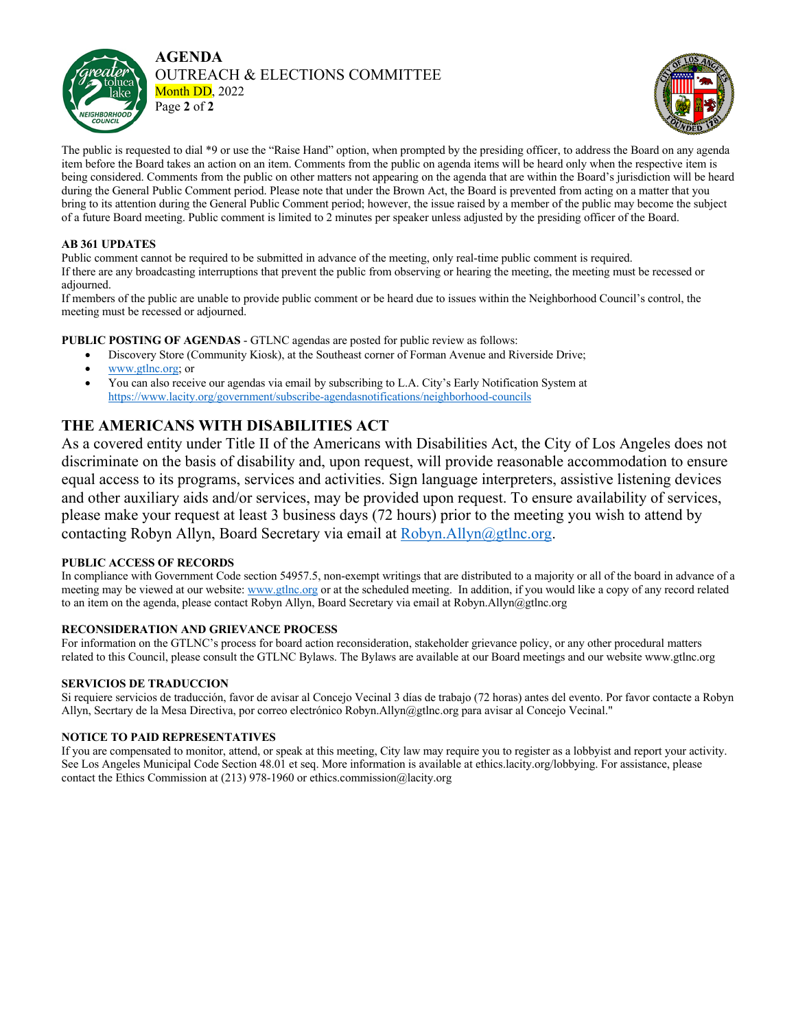The public is requested to dial *9 or use the "Raise Hand" option, when prompted by the presiding officer, to address the Board on any agenda item before the Board takes an action on an item. Comments from the public on agenda items will be heard only when the respective item is being considered. Comments from the public on other matters not appearing on the agenda that are within the Board's jurisdiction will be heard during the General Public Comment period. Please note that under the Brown Act, the Board is prevented from acting on a matter that you bring to its attention during the General Public Comment period; however, the issue raised by a member of the public may become the subject of a future Board meeting. Public comment is limited to 2 minutes per speaker unless adjusted by the presiding officer of the Board.

**AB 361 UPDATES**

Public comment cannot be required to be submitted in advance of the meeting, only real-time public comment is required.
If there are any broadcasting interruptions that prevent the public from observing or hearing the meeting, the meeting must be recessed or adjourned.
If members of the public are unable to provide public comment or be heard due to issues within the Neighborhood Council's control, the meeting must be recessed or adjourned.

**PUBLIC POSTING OF AGENDAS** - GTLNC agendas are posted for public review as follows:

- Discovery Store (Community Kiosk), at the Southeast corner of Forman Avenue and Riverside Drive;
- www.gtlnc.org; or
- You can also receive our agendas via email by subscribing to L.A. City's Early Notification System at https://www.lacity.org/government/subscribe-agendasnotifications/neighborhood-councils

## THE AMERICANS WITH DISABILITIES ACT

As a covered entity under Title II of the Americans with Disabilities Act, the City of Los Angeles does not discriminate on the basis of disability and, upon request, will provide reasonable accommodation to ensure equal access to its programs, services and activities. Sign language interpreters, assistive listening devices and other auxiliary aids and/or services, may be provided upon request. To ensure availability of services, please make your request at least 3 business days (72 hours) prior to the meeting you wish to attend by contacting Robyn Allyn, Board Secretary via email at Robyn.Allyn@gtlnc.org.

**PUBLIC ACCESS OF RECORDS**

In compliance with Government Code section 54957.5, non-exempt writings that are distributed to a majority or all of the board in advance of a meeting may be viewed at our website: www.gtlnc.org or at the scheduled meeting. In addition, if you would like a copy of any record related to an item on the agenda, please contact Robyn Allyn, Board Secretary via email at Robyn.Allyn@gtlnc.org

**RECONSIDERATION AND GRIEVANCE PROCESS**

For information on the GTLNC's process for board action reconsideration, stakeholder grievance policy, or any other procedural matters related to this Council, please consult the GTLNC Bylaws. The Bylaws are available at our Board meetings and our website www.gtlnc.org

**SERVICIOS DE TRADUCCION**

Si requiere servicios de traducción, favor de avisar al Concejo Vecinal 3 días de trabajo (72 horas) antes del evento. Por favor contacte a Robyn Allyn, Secrtary de la Mesa Directiva, por correo electrónico Robyn.Allyn@gtlnc.org para avisar al Concejo Vecinal."

**NOTICE TO PAID REPRESENTATIVES**

If you are compensated to monitor, attend, or speak at this meeting, City law may require you to register as a lobbyist and report your activity. See Los Angeles Municipal Code Section 48.01 et seq. More information is available at ethics.lacity.org/lobbying. For assistance, please contact the Ethics Commission at (213) 978-1960 or ethics.commission@lacity.org